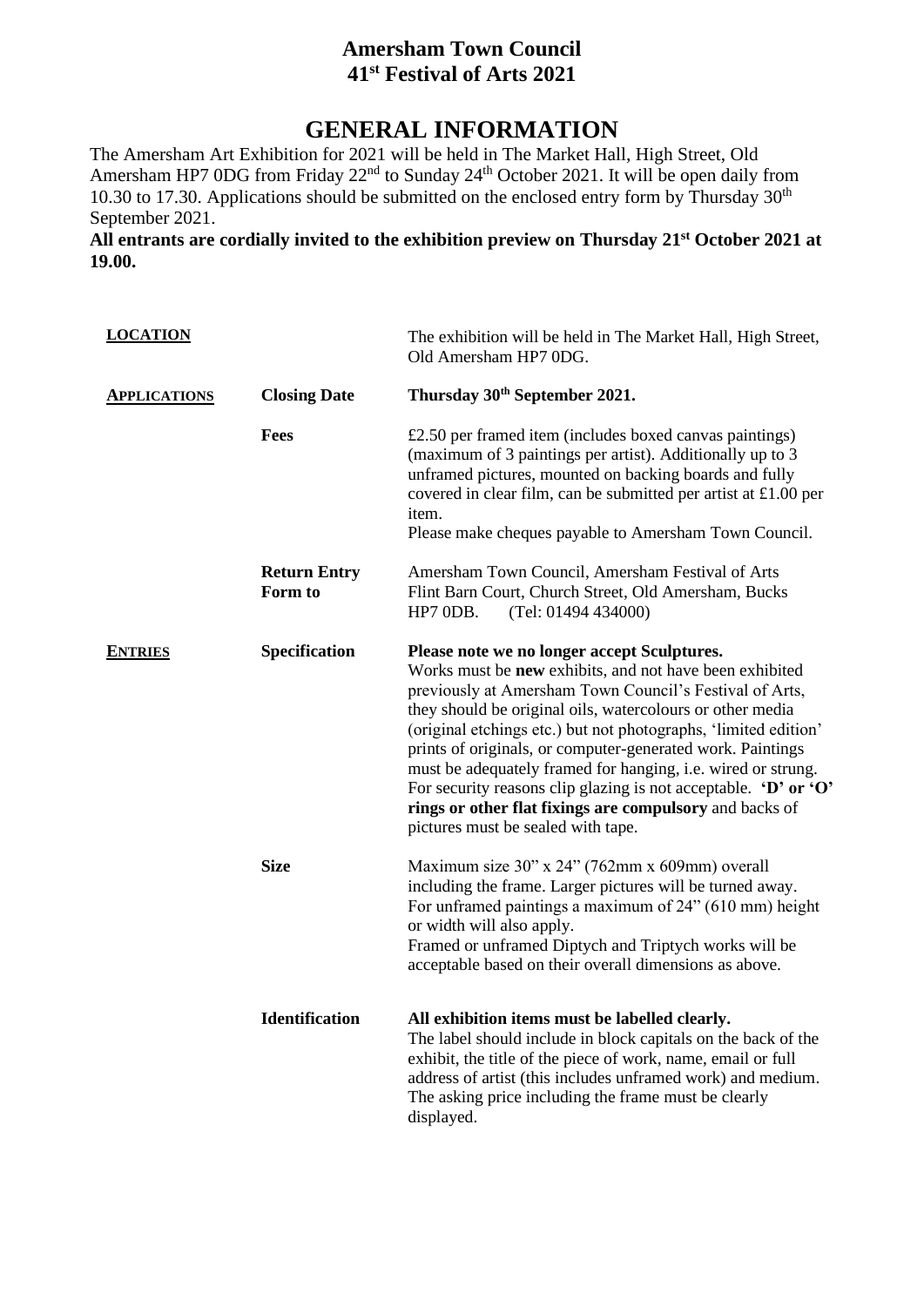# Amersham Town Council
# 41st Festival of Arts 2021

## GENERAL INFORMATION

The Amersham Art Exhibition for 2021 will be held in The Market Hall, High Street, Old Amersham HP7 0DG from Friday 22nd to Sunday 24th October 2021. It will be open daily from 10.30 to 17.30. Applications should be submitted on the enclosed entry form by Thursday 30th September 2021.

**All entrants are cordially invited to the exhibition preview on Thursday 21st October 2021 at 19.00.**

| | | |
|---|---|---|
| **LOCATION** | | The exhibition will be held in The Market Hall, High Street, Old Amersham HP7 0DG. |
| **APPLICATIONS** | **Closing Date** | **Thursday 30th September 2021.** |
| | **Fees** | £2.50 per framed item (includes boxed canvas paintings) (maximum of 3 paintings per artist). Additionally up to 3 unframed pictures, mounted on backing boards and fully covered in clear film, can be submitted per artist at £1.00 per item.<br>Please make cheques payable to Amersham Town Council. |
| | **Return Entry Form to** | Amersham Town Council, Amersham Festival of Arts Flint Barn Court, Church Street, Old Amersham, Bucks HP7 0DB. (Tel: 01494 434000) |
| **ENTRIES** | **Specification** | **Please note we no longer accept Sculptures.**<br>Works must be **new** exhibits, and not have been exhibited previously at Amersham Town Council's Festival of Arts, they should be original oils, watercolours or other media (original etchings etc.) but not photographs, 'limited edition' prints of originals, or computer-generated work. Paintings must be adequately framed for hanging, i.e. wired or strung. For security reasons clip glazing is not acceptable. **'D' or 'O' rings or other flat fixings are compulsory** and backs of pictures must be sealed with tape. |
| | **Size** | Maximum size 30" x 24" (762mm x 609mm) overall including the frame. Larger pictures will be turned away. For unframed paintings a maximum of 24" (610 mm) height or width will also apply.<br>Framed or unframed Diptych and Triptych works will be acceptable based on their overall dimensions as above. |
| | **Identification** | **All exhibition items must be labelled clearly.**<br>The label should include in block capitals on the back of the exhibit, the title of the piece of work, name, email or full address of artist (this includes unframed work) and medium. The asking price including the frame must be clearly displayed. |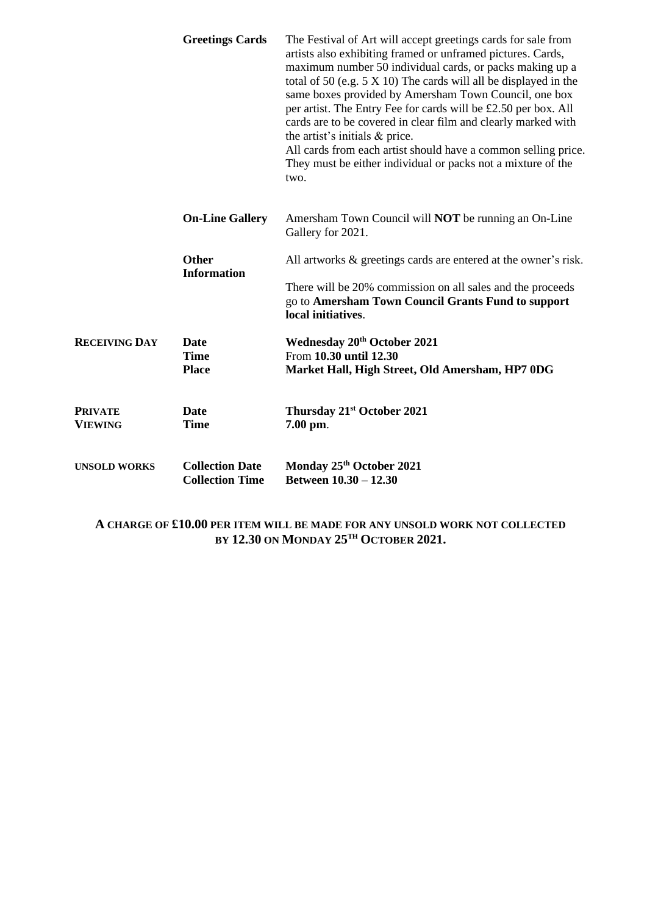| | | |
|---|---|---|
| | **Greetings Cards** | The Festival of Art will accept greetings cards for sale from artists also exhibiting framed or unframed pictures. Cards, maximum number 50 individual cards, or packs making up a total of 50 (e.g. 5 X 10) The cards will all be displayed in the same boxes provided by Amersham Town Council, one box per artist. The Entry Fee for cards will be £2.50 per box. All cards are to be covered in clear film and clearly marked with the artist's initials & price.<br>All cards from each artist should have a common selling price. They must be either individual or packs not a mixture of the two. |
| | **On-Line Gallery** | Amersham Town Council will **NOT** be running an On-Line Gallery for 2021. |
| | **Other Information** | All artworks & greetings cards are entered at the owner's risk.<br><br>There will be 20% commission on all sales and the proceeds go to **Amersham Town Council Grants Fund to support local initiatives**. |
| **RECEIVING DAY** | **Date**<br>**Time**<br>**Place** | **Wednesday 20th October 2021**<br>From **10.30 until 12.30**<br>**Market Hall, High Street, Old Amersham, HP7 0DG** |
| **PRIVATE VIEWING** | **Date**<br>**Time** | **Thursday 21st October 2021**<br>**7.00 pm**. |
| **UNSOLD WORKS** | **Collection Date**<br>**Collection Time** | **Monday 25th October 2021**<br>**Between 10.30 – 12.30** |

**A CHARGE OF £10.00 PER ITEM WILL BE MADE FOR ANY UNSOLD WORK NOT COLLECTED BY 12.30 ON MONDAY 25TH OCTOBER 2021.**